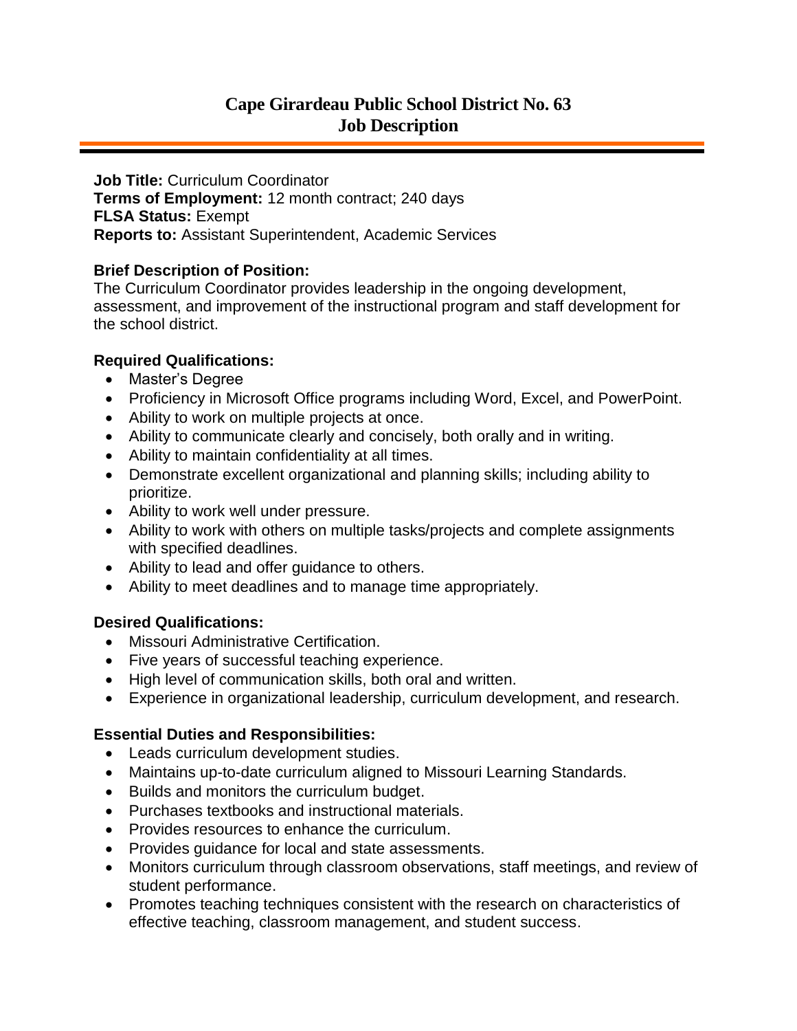# Cape Girardeau Public School District No. 63
## Job Description

**Job Title:** Curriculum Coordinator
**Terms of Employment:** 12 month contract; 240 days
**FLSA Status:** Exempt
**Reports to:** Assistant Superintendent, Academic Services

**Brief Description of Position:**
The Curriculum Coordinator provides leadership in the ongoing development, assessment, and improvement of the instructional program and staff development for the school district.

**Required Qualifications:**

- Master's Degree
- Proficiency in Microsoft Office programs including Word, Excel, and PowerPoint.
- Ability to work on multiple projects at once.
- Ability to communicate clearly and concisely, both orally and in writing.
- Ability to maintain confidentiality at all times.
- Demonstrate excellent organizational and planning skills; including ability to prioritize.
- Ability to work well under pressure.
- Ability to work with others on multiple tasks/projects and complete assignments with specified deadlines.
- Ability to lead and offer guidance to others.
- Ability to meet deadlines and to manage time appropriately.

**Desired Qualifications:**

- Missouri Administrative Certification.
- Five years of successful teaching experience.
- High level of communication skills, both oral and written.
- Experience in organizational leadership, curriculum development, and research.

**Essential Duties and Responsibilities:**

- Leads curriculum development studies.
- Maintains up-to-date curriculum aligned to Missouri Learning Standards.
- Builds and monitors the curriculum budget.
- Purchases textbooks and instructional materials.
- Provides resources to enhance the curriculum.
- Provides guidance for local and state assessments.
- Monitors curriculum through classroom observations, staff meetings, and review of student performance.
- Promotes teaching techniques consistent with the research on characteristics of effective teaching, classroom management, and student success.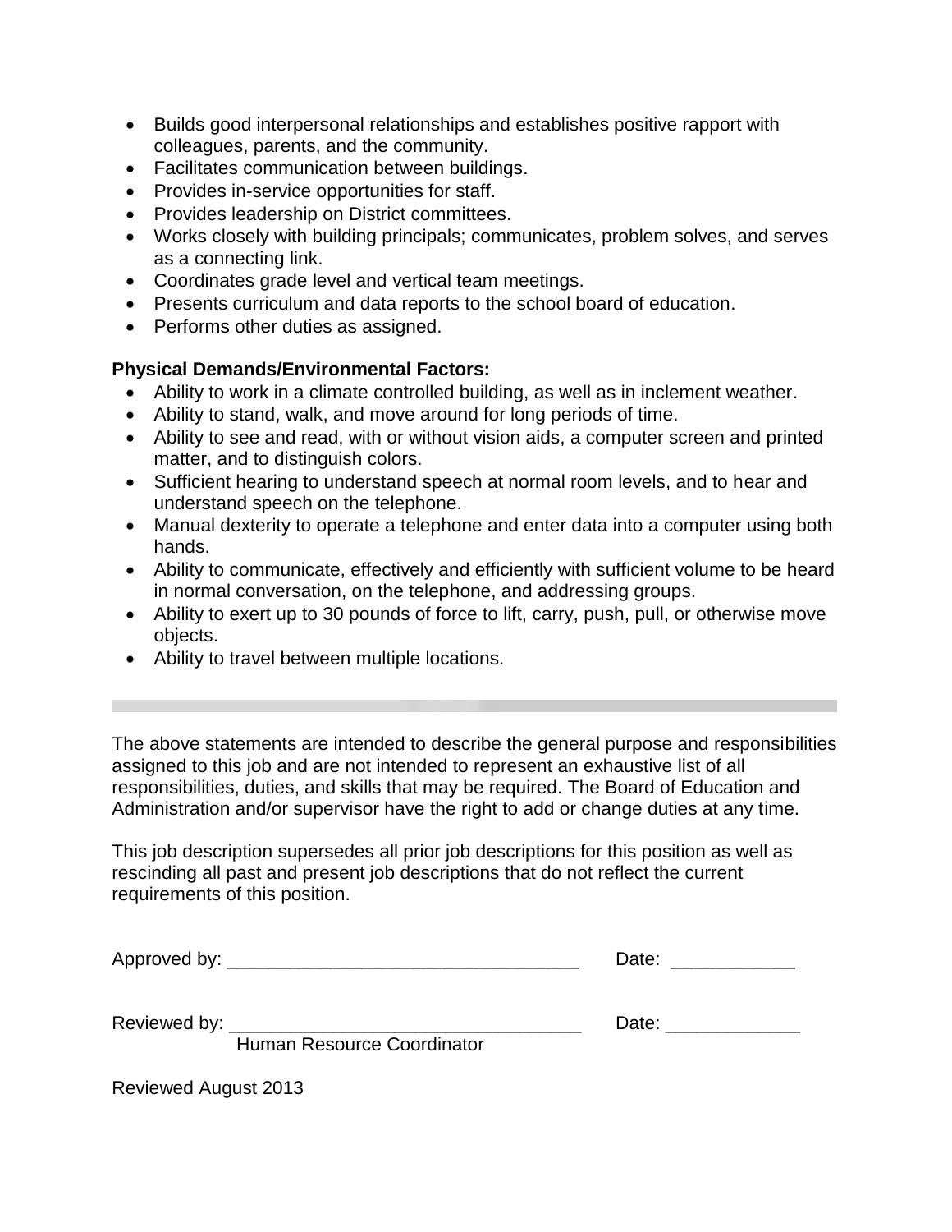- Builds good interpersonal relationships and establishes positive rapport with colleagues, parents, and the community.
- Facilitates communication between buildings.
- Provides in-service opportunities for staff.
- Provides leadership on District committees.
- Works closely with building principals; communicates, problem solves, and serves as a connecting link.
- Coordinates grade level and vertical team meetings.
- Presents curriculum and data reports to the school board of education.
- Performs other duties as assigned.

**Physical Demands/Environmental Factors:**

- Ability to work in a climate controlled building, as well as in inclement weather.
- Ability to stand, walk, and move around for long periods of time.
- Ability to see and read, with or without vision aids, a computer screen and printed matter, and to distinguish colors.
- Sufficient hearing to understand speech at normal room levels, and to hear and understand speech on the telephone.
- Manual dexterity to operate a telephone and enter data into a computer using both hands.
- Ability to communicate, effectively and efficiently with sufficient volume to be heard in normal conversation, on the telephone, and addressing groups.
- Ability to exert up to 30 pounds of force to lift, carry, push, pull, or otherwise move objects.
- Ability to travel between multiple locations.

---

The above statements are intended to describe the general purpose and responsibilities assigned to this job and are not intended to represent an exhaustive list of all responsibilities, duties, and skills that may be required. The Board of Education and Administration and/or supervisor have the right to add or change duties at any time.

This job description supersedes all prior job descriptions for this position as well as rescinding all past and present job descriptions that do not reflect the current requirements of this position.

Approved by: ___________________________________ Date: ____________

Reviewed by: ___________________________________ Date: _____________
Human Resource Coordinator

Reviewed August 2013